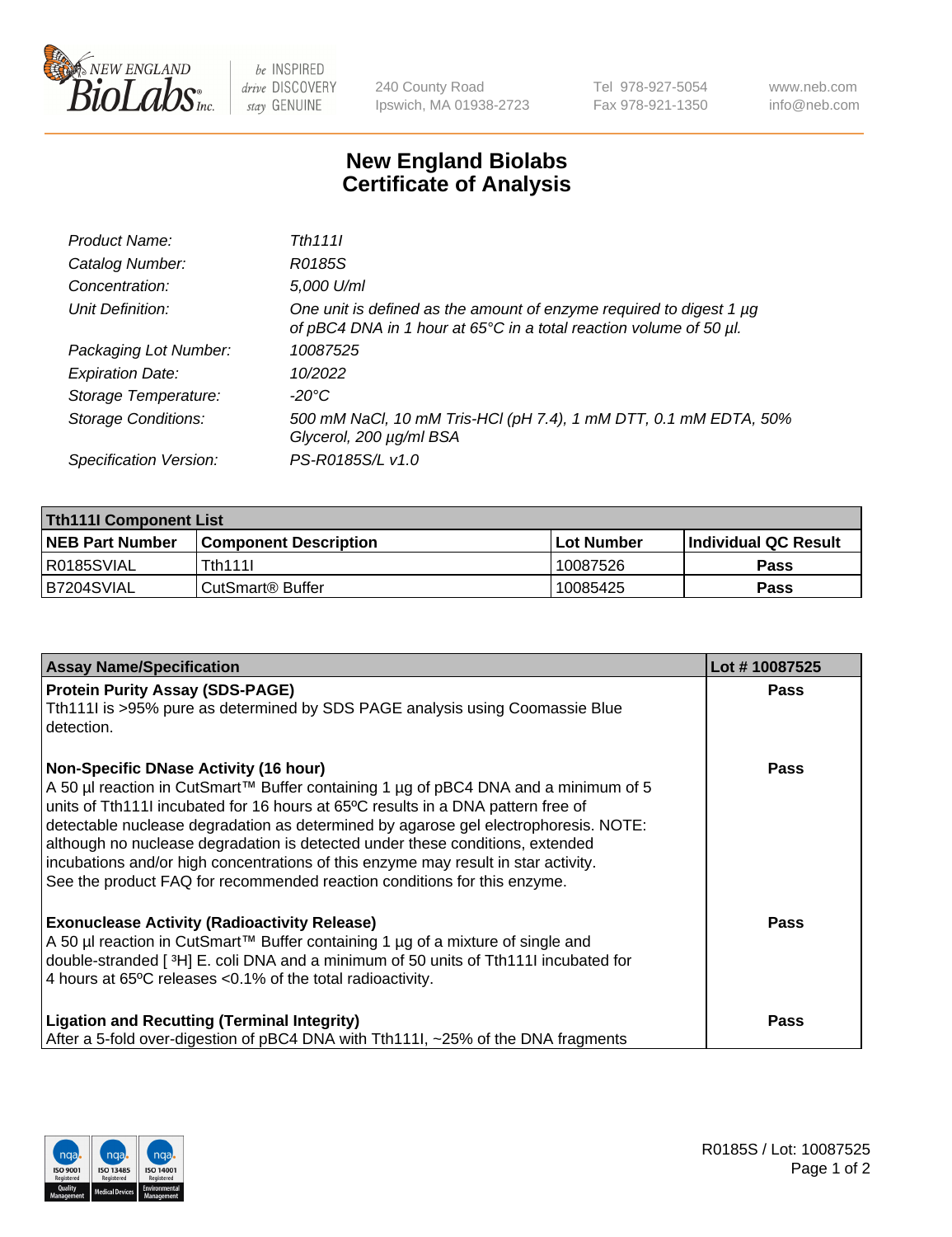# New England Biolabs Certificate of Analysis

| | |
|---|---|
| *Product Name:* | *Tth111I* |
| *Catalog Number:* | *R0185S* |
| *Concentration:* | *5,000 U/ml* |
| *Unit Definition:* | *One unit is defined as the amount of enzyme required to digest 1 µg of pBC4 DNA in 1 hour at 65°C in a total reaction volume of 50 µl.* |
| *Packaging Lot Number:* | *10087525* |
| *Expiration Date:* | *10/2022* |
| *Storage Temperature:* | *-20°C* |
| *Storage Conditions:* | *500 mM NaCl, 10 mM Tris-HCl (pH 7.4), 1 mM DTT, 0.1 mM EDTA, 50% Glycerol, 200 µg/ml BSA* |
| *Specification Version:* | *PS-R0185S/L v1.0* |

| Tth111I Component List | | | |
|---|---|---|---|
| **NEB Part Number** | **Component Description** | **Lot Number** | **Individual QC Result** |
| R0185SVIAL | Tth111I | 10087526 | **Pass** |
| B7204SVIAL | CutSmart® Buffer | 10085425 | **Pass** |

| Assay Name/Specification | Lot # 10087525 |
|---|---|
| **Protein Purity Assay (SDS-PAGE)**<br>Tth111I is >95% pure as determined by SDS PAGE analysis using Coomassie Blue detection. | **Pass** |
| **Non-Specific DNase Activity (16 hour)**<br>A 50 µl reaction in CutSmart™ Buffer containing 1 µg of pBC4 DNA and a minimum of 5 units of Tth111I incubated for 16 hours at 65ºC results in a DNA pattern free of detectable nuclease degradation as determined by agarose gel electrophoresis. NOTE: although no nuclease degradation is detected under these conditions, extended incubations and/or high concentrations of this enzyme may result in star activity. See the product FAQ for recommended reaction conditions for this enzyme. | **Pass** |
| **Exonuclease Activity (Radioactivity Release)**<br>A 50 µl reaction in CutSmart™ Buffer containing 1 µg of a mixture of single and double-stranded [ $^{3}$H] E. coli DNA and a minimum of 50 units of Tth111I incubated for 4 hours at 65ºC releases <0.1% of the total radioactivity. | **Pass** |
| **Ligation and Recutting (Terminal Integrity)**<br>After a 5-fold over-digestion of pBC4 DNA with Tth111I, ~25% of the DNA fragments | **Pass** |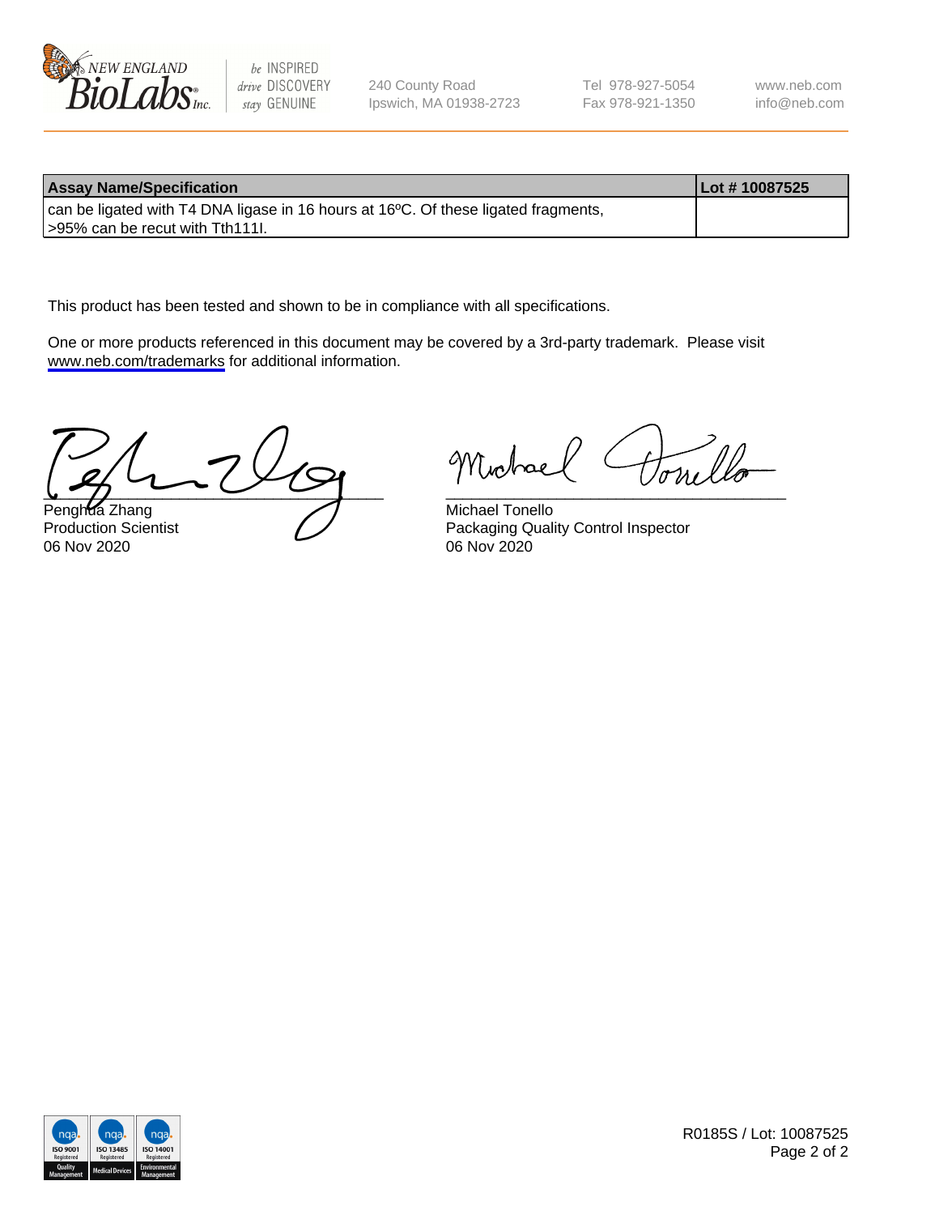| Assay Name/Specification | Lot # 10087525 |
| --- | --- |
| can be ligated with T4 DNA ligase in 16 hours at 16ºC. Of these ligated fragments, >95% can be recut with Tth111I. | |

This product has been tested and shown to be in compliance with all specifications.

One or more products referenced in this document may be covered by a 3rd-party trademark. Please visit www.neb.com/trademarks for additional information.

Penghua Zhang
Production Scientist
06 Nov 2020

Michael Tonello
Packaging Quality Control Inspector
06 Nov 2020

R0185S / Lot: 10087525